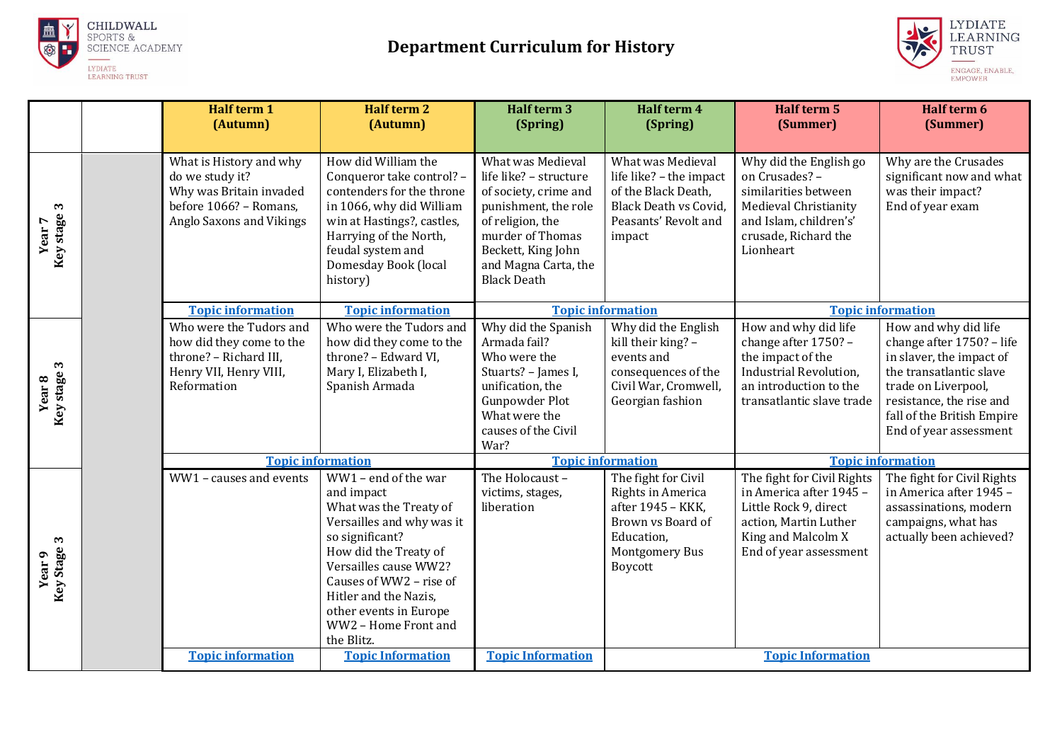# Department Curriculum for History

| | | Half term 1 (Autumn) | Half term 2 (Autumn) | Half term 3 (Spring) | Half term 4 (Spring) | Half term 5 (Summer) | Half term 6 (Summer) |
|---|---|---|---|---|---|---|---|
| Year 7 Key stage 3 | | What is History and why do we study it? Why was Britain invaded before 1066? – Romans, Anglo Saxons and Vikings | How did William the Conqueror take control? – contenders for the throne in 1066, why did William win at Hastings?, castles, Harrying of the North, feudal system and Domesday Book (local history) | What was Medieval life like? – structure of society, crime and punishment, the role of religion, the murder of Thomas Beckett, King John and Magna Carta, the Black Death | What was Medieval life like? – the impact of the Black Death, Black Death vs Covid, Peasants' Revolt and impact | Why did the English go on Crusades? – similarities between Medieval Christianity and Islam, children's' crusade, Richard the Lionheart | Why are the Crusades significant now and what was their impact? End of year exam |
| | | **Topic information** | **Topic information** | **Topic information** | | **Topic information** | |
| Year 8 Key stage 3 | | Who were the Tudors and how did they come to the throne? – Richard III, Henry VII, Henry VIII, Reformation | Who were the Tudors and how did they come to the throne? – Edward VI, Mary I, Elizabeth I, Spanish Armada | Why did the Spanish Armada fail? Who were the Stuarts? – James I, unification, the Gunpowder Plot What were the causes of the Civil War? | Why did the English kill their king? – events and consequences of the Civil War, Cromwell, Georgian fashion | How and why did life change after 1750? – the impact of the Industrial Revolution, an introduction to the transatlantic slave trade | How and why did life change after 1750? – life in slaver, the impact of the transatlantic slave trade on Liverpool, resistance, the rise and fall of the British Empire End of year assessment |
| | | **Topic information** | | **Topic information** | | **Topic information** | |
| Year 9 Key Stage 3 | | WW1 – causes and events | WW1 – end of the war and impact What was the Treaty of Versailles and why was it so significant? How did the Treaty of Versailles cause WW2? Causes of WW2 – rise of Hitler and the Nazis, other events in Europe WW2 – Home Front and the Blitz. | The Holocaust – victims, stages, liberation | The fight for Civil Rights in America after 1945 – KKK, Brown vs Board of Education, Montgomery Bus Boycott | The fight for Civil Rights in America after 1945 – Little Rock 9, direct action, Martin Luther King and Malcolm X End of year assessment | The fight for Civil Rights in America after 1945 – assassinations, modern campaigns, what has actually been achieved? |
| | | **Topic information** | **Topic Information** | **Topic Information** | **Topic Information** | | |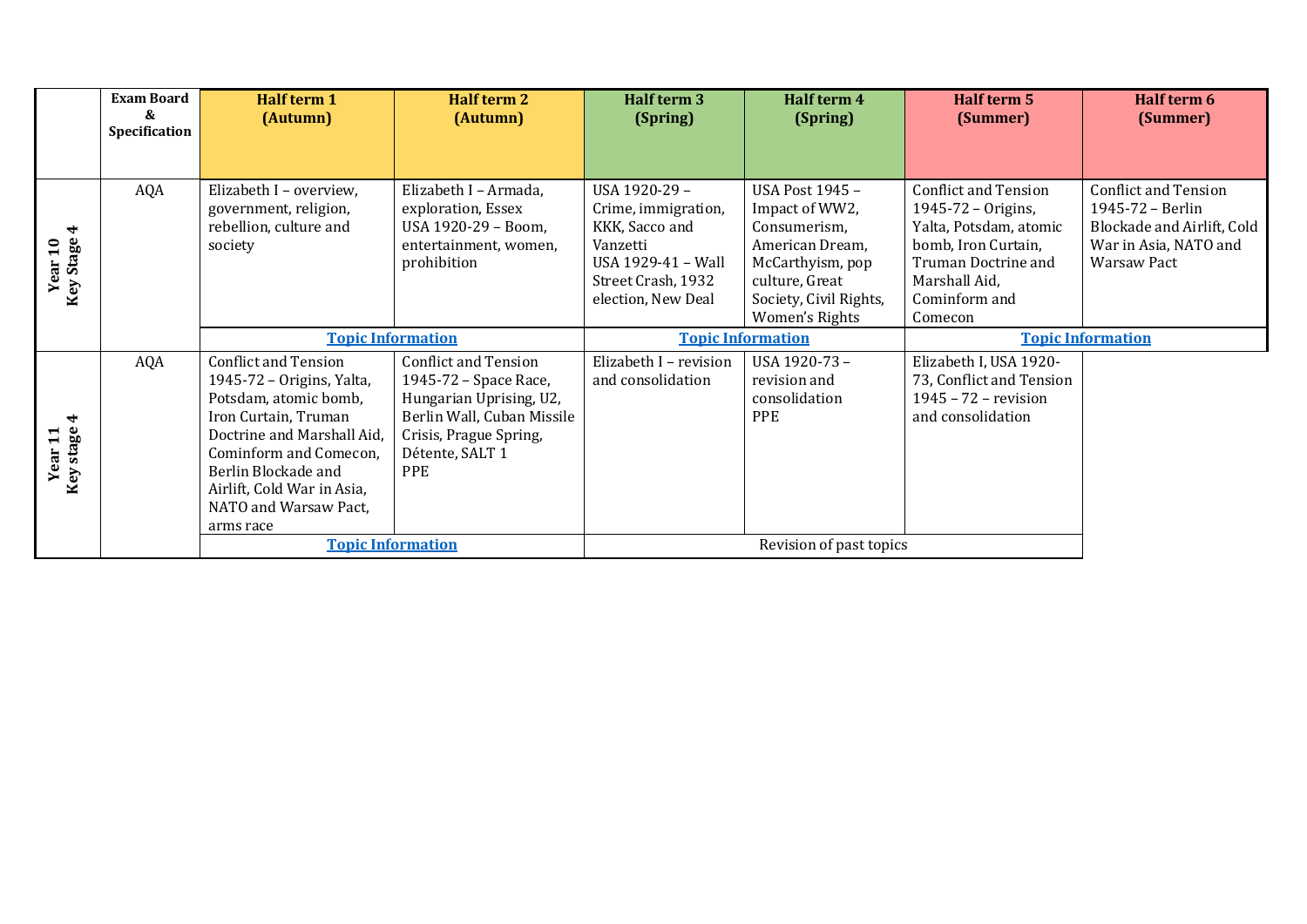| | Exam Board & Specification | Half term 1 (Autumn) | Half term 2 (Autumn) | Half term 3 (Spring) | Half term 4 (Spring) | Half term 5 (Summer) | Half term 6 (Summer) |
|---|---|---|---|---|---|---|---|
| **Year 10 Key Stage 4** | AQA | Elizabeth I – overview, government, religion, rebellion, culture and society | Elizabeth I – Armada, exploration, Essex USA 1920-29 – Boom, entertainment, women, prohibition | USA 1920-29 – Crime, immigration, KKK, Sacco and Vanzetti USA 1929-41 – Wall Street Crash, 1932 election, New Deal | USA Post 1945 – Impact of WW2, Consumerism, American Dream, McCarthyism, pop culture, Great Society, Civil Rights, Women's Rights | Conflict and Tension 1945-72 – Origins, Yalta, Potsdam, atomic bomb, Iron Curtain, Truman Doctrine and Marshall Aid, Cominform and Comecon | Conflict and Tension 1945-72 – Berlin Blockade and Airlift, Cold War in Asia, NATO and Warsaw Pact |
| | | **Topic Information** | | **Topic Information** | | **Topic Information** | |
| **Year 11 Key stage 4** | AQA | Conflict and Tension 1945-72 – Origins, Yalta, Potsdam, atomic bomb, Iron Curtain, Truman Doctrine and Marshall Aid, Cominform and Comecon, Berlin Blockade and Airlift, Cold War in Asia, NATO and Warsaw Pact, arms race | Conflict and Tension 1945-72 – Space Race, Hungarian Uprising, U2, Berlin Wall, Cuban Missile Crisis, Prague Spring, Détente, SALT 1 PPE | Elizabeth I – revision and consolidation | USA 1920-73 – revision and consolidation PPE | Elizabeth I, USA 1920-73, Conflict and Tension 1945 – 72 – revision and consolidation | |
| | | **Topic Information** | | Revision of past topics | | | |